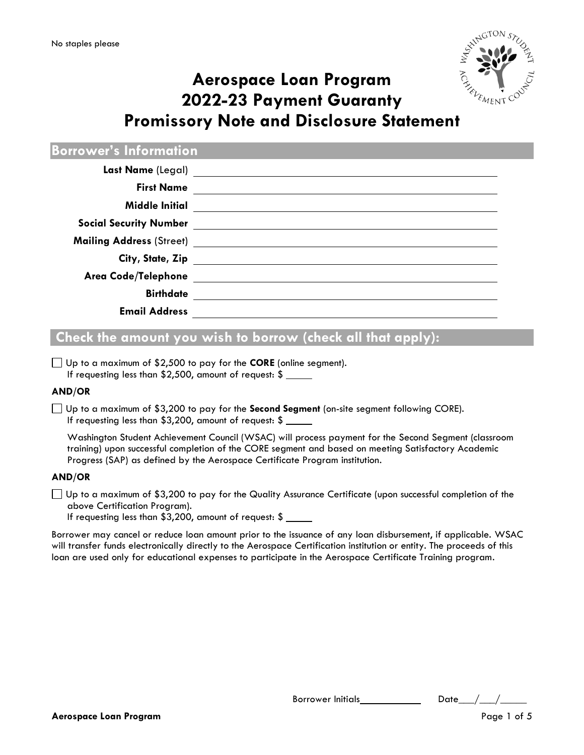No staples please

# Aerospace Loan Program
# 2022-23 Payment Guaranty
# Promissory Note and Disclosure Statement

## Borrower's Information

**Last Name** (Legal) ______________________

**First Name** ______________________

**Middle Initial** ______________________

**Social Security Number** ______________________

**Mailing Address** (Street) ______________________

**City, State, Zip** ______________________

**Area Code/Telephone** ______________________

**Birthdate** ______________________

**Email Address** ______________________

## Check the amount you wish to borrow (check all that apply):

☐ Up to a maximum of $2,500 to pay for the **CORE** (online segment).
If requesting less than $2,500, amount of request: $ _____

**AND/OR**

☐ Up to a maximum of $3,200 to pay for the **Second Segment** (on-site segment following CORE).
If requesting less than $3,200, amount of request: $ _____

Washington Student Achievement Council (WSAC) will process payment for the Second Segment (classroom training) upon successful completion of the CORE segment and based on meeting Satisfactory Academic Progress (SAP) as defined by the Aerospace Certificate Program institution.

**AND/OR**

☐ Up to a maximum of $3,200 to pay for the Quality Assurance Certificate (upon successful completion of the above Certification Program).
If requesting less than $3,200, amount of request: $ _____

Borrower may cancel or reduce loan amount prior to the issuance of any loan disbursement, if applicable. WSAC will transfer funds electronically directly to the Aerospace Certification institution or entity. The proceeds of this loan are used only for educational expenses to participate in the Aerospace Certificate Training program.

Borrower Initials__________ Date___/___/_____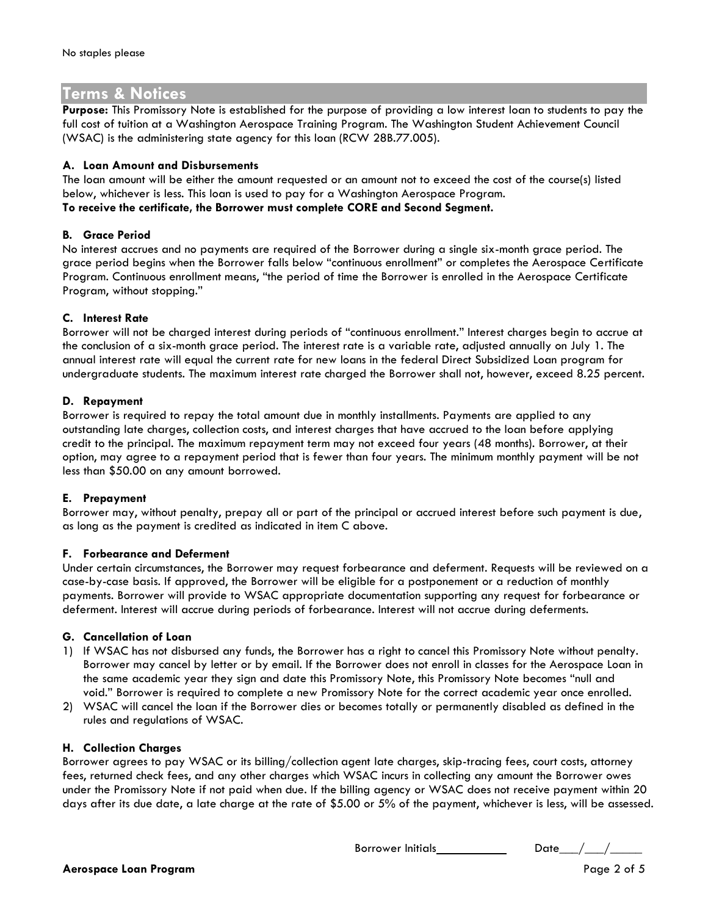No staples please

## Terms & Notices

**Purpose:** This Promissory Note is established for the purpose of providing a low interest loan to students to pay the full cost of tuition at a Washington Aerospace Training Program. The Washington Student Achievement Council (WSAC) is the administering state agency for this loan (RCW 28B.77.005).

### A. Loan Amount and Disbursements

The loan amount will be either the amount requested or an amount not to exceed the cost of the course(s) listed below, whichever is less. This loan is used to pay for a Washington Aerospace Program.

**To receive the certificate, the Borrower must complete CORE and Second Segment.**

### B. Grace Period

No interest accrues and no payments are required of the Borrower during a single six-month grace period. The grace period begins when the Borrower falls below "continuous enrollment" or completes the Aerospace Certificate Program. Continuous enrollment means, "the period of time the Borrower is enrolled in the Aerospace Certificate Program, without stopping."

### C. Interest Rate

Borrower will not be charged interest during periods of "continuous enrollment." Interest charges begin to accrue at the conclusion of a six-month grace period. The interest rate is a variable rate, adjusted annually on July 1. The annual interest rate will equal the current rate for new loans in the federal Direct Subsidized Loan program for undergraduate students. The maximum interest rate charged the Borrower shall not, however, exceed 8.25 percent.

### D. Repayment

Borrower is required to repay the total amount due in monthly installments. Payments are applied to any outstanding late charges, collection costs, and interest charges that have accrued to the loan before applying credit to the principal. The maximum repayment term may not exceed four years (48 months). Borrower, at their option, may agree to a repayment period that is fewer than four years. The minimum monthly payment will be not less than $50.00 on any amount borrowed.

### E. Prepayment

Borrower may, without penalty, prepay all or part of the principal or accrued interest before such payment is due, as long as the payment is credited as indicated in item C above.

### F. Forbearance and Deferment

Under certain circumstances, the Borrower may request forbearance and deferment. Requests will be reviewed on a case-by-case basis. If approved, the Borrower will be eligible for a postponement or a reduction of monthly payments. Borrower will provide to WSAC appropriate documentation supporting any request for forbearance or deferment. Interest will accrue during periods of forbearance. Interest will not accrue during deferments.

### G. Cancellation of Loan

1) If WSAC has not disbursed any funds, the Borrower has a right to cancel this Promissory Note without penalty. Borrower may cancel by letter or by email. If the Borrower does not enroll in classes for the Aerospace Loan in the same academic year they sign and date this Promissory Note, this Promissory Note becomes "null and void." Borrower is required to complete a new Promissory Note for the correct academic year once enrolled.
2) WSAC will cancel the loan if the Borrower dies or becomes totally or permanently disabled as defined in the rules and regulations of WSAC.

### H. Collection Charges

Borrower agrees to pay WSAC or its billing/collection agent late charges, skip-tracing fees, court costs, attorney fees, returned check fees, and any other charges which WSAC incurs in collecting any amount the Borrower owes under the Promissory Note if not paid when due. If the billing agency or WSAC does not receive payment within 20 days after its due date, a late charge at the rate of $5.00 or 5% of the payment, whichever is less, will be assessed.

Borrower Initials\_\_\_\_\_\_\_\_\_\_ Date\_\_\_/\_\_\_/\_\_\_\_\_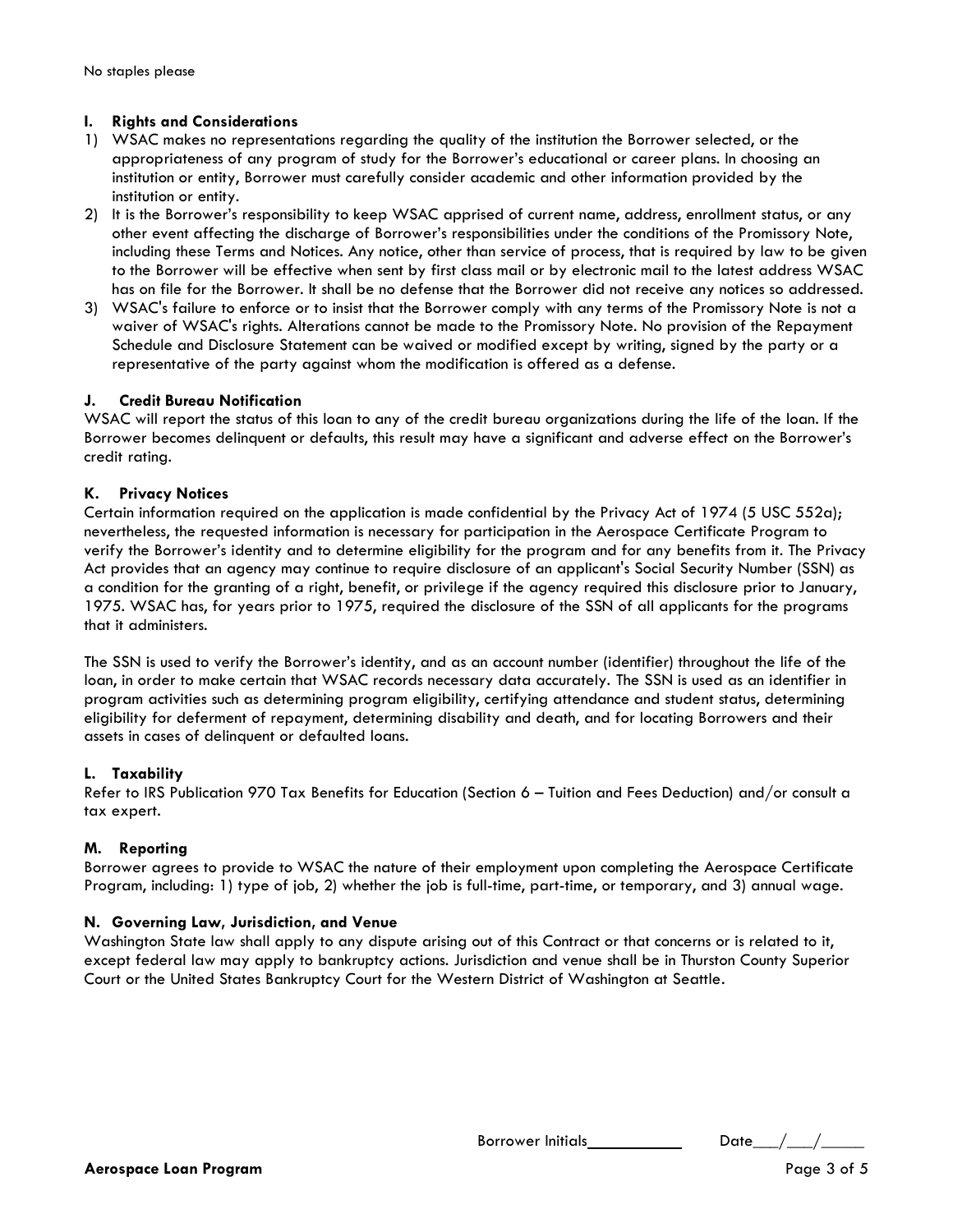No staples please

### I. Rights and Considerations

1) WSAC makes no representations regarding the quality of the institution the Borrower selected, or the appropriateness of any program of study for the Borrower's educational or career plans. In choosing an institution or entity, Borrower must carefully consider academic and other information provided by the institution or entity.
2) It is the Borrower's responsibility to keep WSAC apprised of current name, address, enrollment status, or any other event affecting the discharge of Borrower's responsibilities under the conditions of the Promissory Note, including these Terms and Notices. Any notice, other than service of process, that is required by law to be given to the Borrower will be effective when sent by first class mail or by electronic mail to the latest address WSAC has on file for the Borrower. It shall be no defense that the Borrower did not receive any notices so addressed.
3) WSAC's failure to enforce or to insist that the Borrower comply with any terms of the Promissory Note is not a waiver of WSAC's rights. Alterations cannot be made to the Promissory Note. No provision of the Repayment Schedule and Disclosure Statement can be waived or modified except by writing, signed by the party or a representative of the party against whom the modification is offered as a defense.

### J. Credit Bureau Notification

WSAC will report the status of this loan to any of the credit bureau organizations during the life of the loan. If the Borrower becomes delinquent or defaults, this result may have a significant and adverse effect on the Borrower's credit rating.

### K. Privacy Notices

Certain information required on the application is made confidential by the Privacy Act of 1974 (5 USC 552a); nevertheless, the requested information is necessary for participation in the Aerospace Certificate Program to verify the Borrower's identity and to determine eligibility for the program and for any benefits from it. The Privacy Act provides that an agency may continue to require disclosure of an applicant's Social Security Number (SSN) as a condition for the granting of a right, benefit, or privilege if the agency required this disclosure prior to January, 1975. WSAC has, for years prior to 1975, required the disclosure of the SSN of all applicants for the programs that it administers.

The SSN is used to verify the Borrower's identity, and as an account number (identifier) throughout the life of the loan, in order to make certain that WSAC records necessary data accurately. The SSN is used as an identifier in program activities such as determining program eligibility, certifying attendance and student status, determining eligibility for deferment of repayment, determining disability and death, and for locating Borrowers and their assets in cases of delinquent or defaulted loans.

### L. Taxability

Refer to IRS Publication 970 Tax Benefits for Education (Section 6 – Tuition and Fees Deduction) and/or consult a tax expert.

### M. Reporting

Borrower agrees to provide to WSAC the nature of their employment upon completing the Aerospace Certificate Program, including: 1) type of job, 2) whether the job is full-time, part-time, or temporary, and 3) annual wage.

### N. Governing Law, Jurisdiction, and Venue

Washington State law shall apply to any dispute arising out of this Contract or that concerns or is related to it, except federal law may apply to bankruptcy actions. Jurisdiction and venue shall be in Thurston County Superior Court or the United States Bankruptcy Court for the Western District of Washington at Seattle.

Borrower Initials\_\_\_\_\_\_\_\_\_\_\_ Date\_\_\_/\_\_\_/\_\_\_\_\_

**Aerospace Loan Program**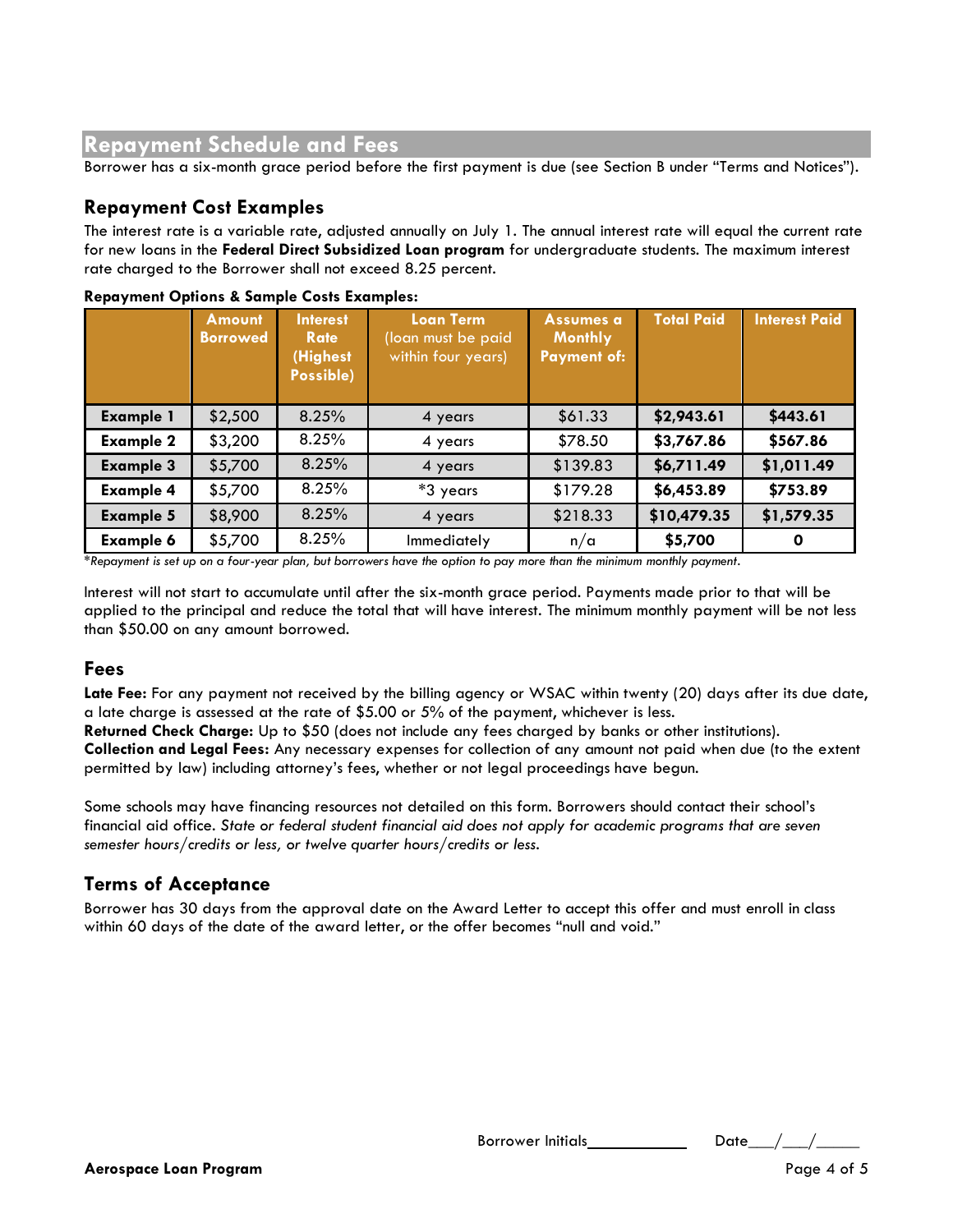## Repayment Schedule and Fees

Borrower has a six-month grace period before the first payment is due (see Section B under "Terms and Notices").

### Repayment Cost Examples

The interest rate is a variable rate, adjusted annually on July 1. The annual interest rate will equal the current rate for new loans in the **Federal Direct Subsidized Loan program** for undergraduate students. The maximum interest rate charged to the Borrower shall not exceed 8.25 percent.

**Repayment Options & Sample Costs Examples:**

| | Amount Borrowed | Interest Rate (Highest Possible) | Loan Term (loan must be paid within four years) | Assumes a Monthly Payment of: | Total Paid | Interest Paid |
|---|---|---|---|---|---|---|
| **Example 1** | $2,500 | 8.25% | 4 years | $61.33 | **$2,943.61** | **$443.61** |
| **Example 2** | $3,200 | 8.25% | 4 years | $78.50 | **$3,767.86** | **$567.86** |
| **Example 3** | $5,700 | 8.25% | 4 years | $139.83 | **$6,711.49** | **$1,011.49** |
| **Example 4** | $5,700 | 8.25% | *3 years | $179.28 | **$6,453.89** | **$753.89** |
| **Example 5** | $8,900 | 8.25% | 4 years | $218.33 | **$10,479.35** | **$1,579.35** |
| **Example 6** | $5,700 | 8.25% | Immediately | n/a | **$5,700** | **0** |

**Repayment is set up on a four-year plan, but borrowers have the option to pay more than the minimum monthly payment.*

Interest will not start to accumulate until after the six-month grace period. Payments made prior to that will be applied to the principal and reduce the total that will have interest. The minimum monthly payment will be not less than $50.00 on any amount borrowed.

### Fees

**Late Fee:** For any payment not received by the billing agency or WSAC within twenty (20) days after its due date, a late charge is assessed at the rate of $5.00 or 5% of the payment, whichever is less.
**Returned Check Charge:** Up to $50 (does not include any fees charged by banks or other institutions).
**Collection and Legal Fees:** Any necessary expenses for collection of any amount not paid when due (to the extent permitted by law) including attorney's fees, whether or not legal proceedings have begun.

Some schools may have financing resources not detailed on this form. Borrowers should contact their school's financial aid office. *State or federal student financial aid does not apply for academic programs that are seven semester hours/credits or less, or twelve quarter hours/credits or less.*

### Terms of Acceptance

Borrower has 30 days from the approval date on the Award Letter to accept this offer and must enroll in class within 60 days of the date of the award letter, or the offer becomes "null and void."

Borrower Initials__________ Date___/___/_____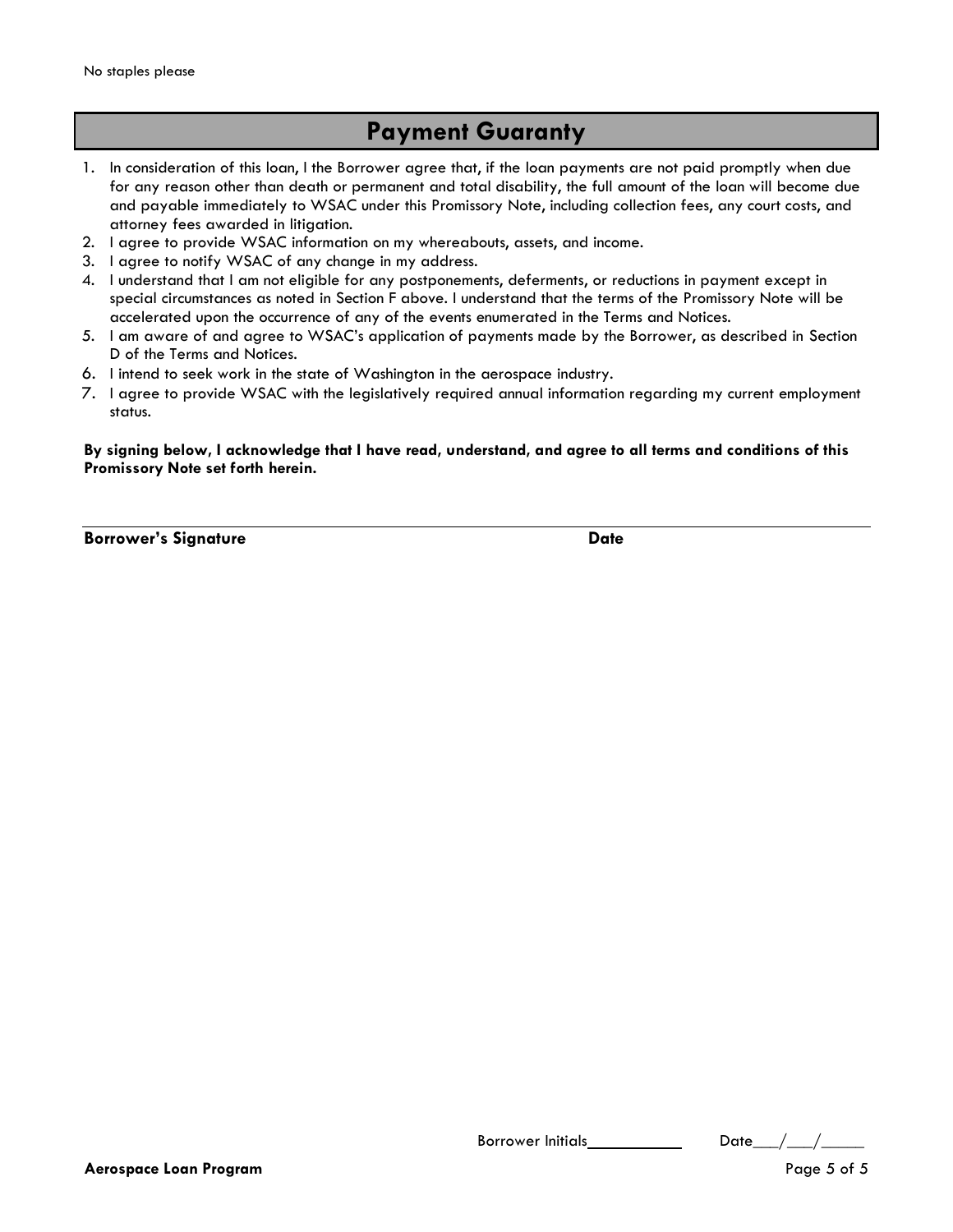No staples please

## Payment Guaranty

1. In consideration of this loan, I the Borrower agree that, if the loan payments are not paid promptly when due for any reason other than death or permanent and total disability, the full amount of the loan will become due and payable immediately to WSAC under this Promissory Note, including collection fees, any court costs, and attorney fees awarded in litigation.
2. I agree to provide WSAC information on my whereabouts, assets, and income.
3. I agree to notify WSAC of any change in my address.
4. I understand that I am not eligible for any postponements, deferments, or reductions in payment except in special circumstances as noted in Section F above. I understand that the terms of the Promissory Note will be accelerated upon the occurrence of any of the events enumerated in the Terms and Notices.
5. I am aware of and agree to WSAC's application of payments made by the Borrower, as described in Section D of the Terms and Notices.
6. I intend to seek work in the state of Washington in the aerospace industry.
7. I agree to provide WSAC with the legislatively required annual information regarding my current employment status.

**By signing below, I acknowledge that I have read, understand, and agree to all terms and conditions of this Promissory Note set forth herein.**

______________________________________________________________________

**Borrower's Signature** **Date**

Borrower Initials___________ Date___/___/_____

**Aerospace Loan Program**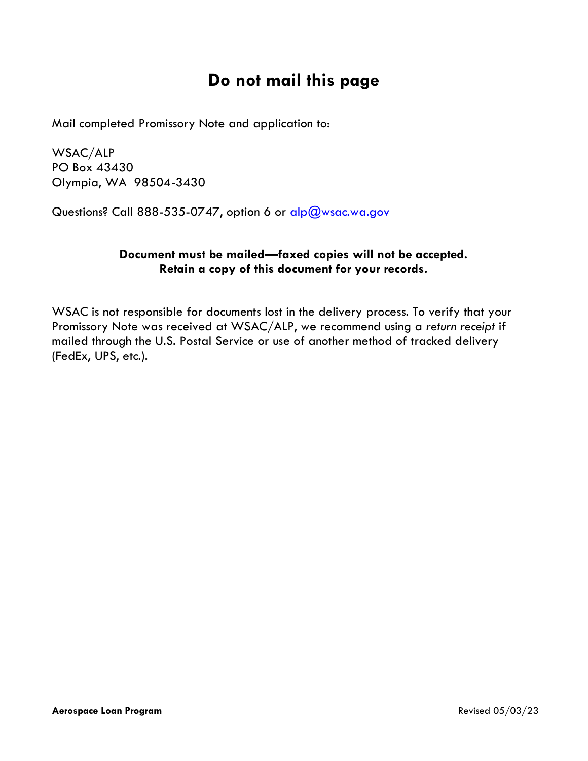# Do not mail this page

Mail completed Promissory Note and application to:

WSAC/ALP
PO Box 43430
Olympia, WA 98504-3430

Questions? Call 888-535-0747, option 6 or [alp@wsac.wa.gov](mailto:alp@wsac.wa.gov)

**Document must be mailed—faxed copies will not be accepted.**
**Retain a copy of this document for your records.**

WSAC is not responsible for documents lost in the delivery process. To verify that your Promissory Note was received at WSAC/ALP, we recommend using a *return receipt* if mailed through the U.S. Postal Service or use of another method of tracked delivery (FedEx, UPS, etc.).